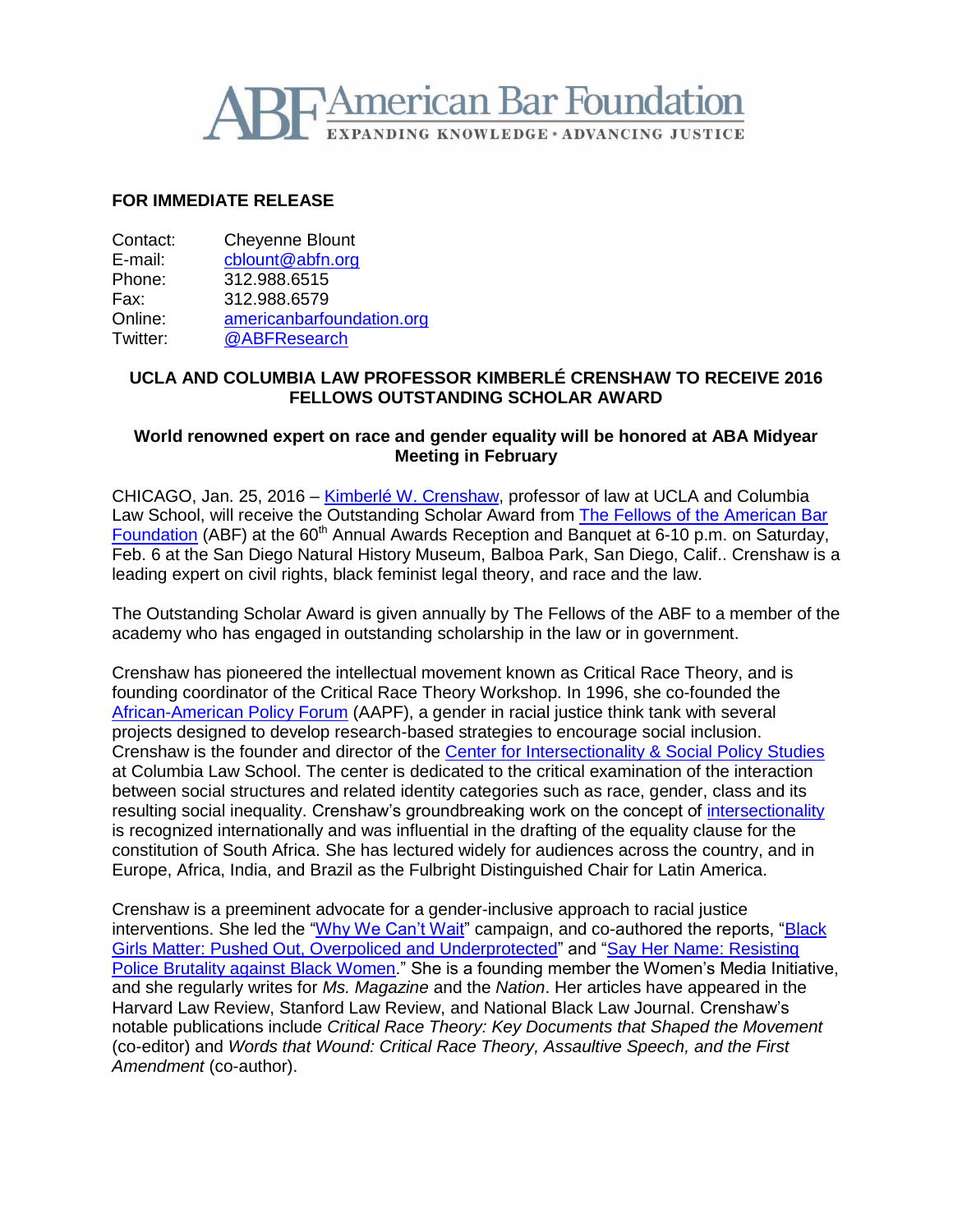ABF American Bar Foundation
EXPANDING KNOWLEDGE • ADVANCING JUSTICE

**FOR IMMEDIATE RELEASE**

Contact: Cheyenne Blount
E-mail: cblount@abfn.org
Phone: 312.988.6515
Fax: 312.988.6579
Online: americanbarfoundation.org
Twitter: @ABFResearch

## UCLA AND COLUMBIA LAW PROFESSOR KIMBERLÉ CRENSHAW TO RECEIVE 2016 FELLOWS OUTSTANDING SCHOLAR AWARD

### World renowned expert on race and gender equality will be honored at ABA Midyear Meeting in February

CHICAGO, Jan. 25, 2016 – Kimberlé W. Crenshaw, professor of law at UCLA and Columbia Law School, will receive the Outstanding Scholar Award from The Fellows of the American Bar Foundation (ABF) at the 60th Annual Awards Reception and Banquet at 6-10 p.m. on Saturday, Feb. 6 at the San Diego Natural History Museum, Balboa Park, San Diego, Calif.. Crenshaw is a leading expert on civil rights, black feminist legal theory, and race and the law.

The Outstanding Scholar Award is given annually by The Fellows of the ABF to a member of the academy who has engaged in outstanding scholarship in the law or in government.

Crenshaw has pioneered the intellectual movement known as Critical Race Theory, and is founding coordinator of the Critical Race Theory Workshop. In 1996, she co-founded the African-American Policy Forum (AAPF), a gender in racial justice think tank with several projects designed to develop research-based strategies to encourage social inclusion. Crenshaw is the founder and director of the Center for Intersectionality & Social Policy Studies at Columbia Law School. The center is dedicated to the critical examination of the interaction between social structures and related identity categories such as race, gender, class and its resulting social inequality. Crenshaw's groundbreaking work on the concept of intersectionality is recognized internationally and was influential in the drafting of the equality clause for the constitution of South Africa. She has lectured widely for audiences across the country, and in Europe, Africa, India, and Brazil as the Fulbright Distinguished Chair for Latin America.

Crenshaw is a preeminent advocate for a gender-inclusive approach to racial justice interventions. She led the "Why We Can't Wait" campaign, and co-authored the reports, "Black Girls Matter: Pushed Out, Overpoliced and Underprotected" and "Say Her Name: Resisting Police Brutality against Black Women." She is a founding member the Women's Media Initiative, and she regularly writes for *Ms. Magazine* and the *Nation*. Her articles have appeared in the Harvard Law Review, Stanford Law Review, and National Black Law Journal. Crenshaw's notable publications include *Critical Race Theory: Key Documents that Shaped the Movement* (co-editor) and *Words that Wound: Critical Race Theory, Assaultive Speech, and the First Amendment* (co-author).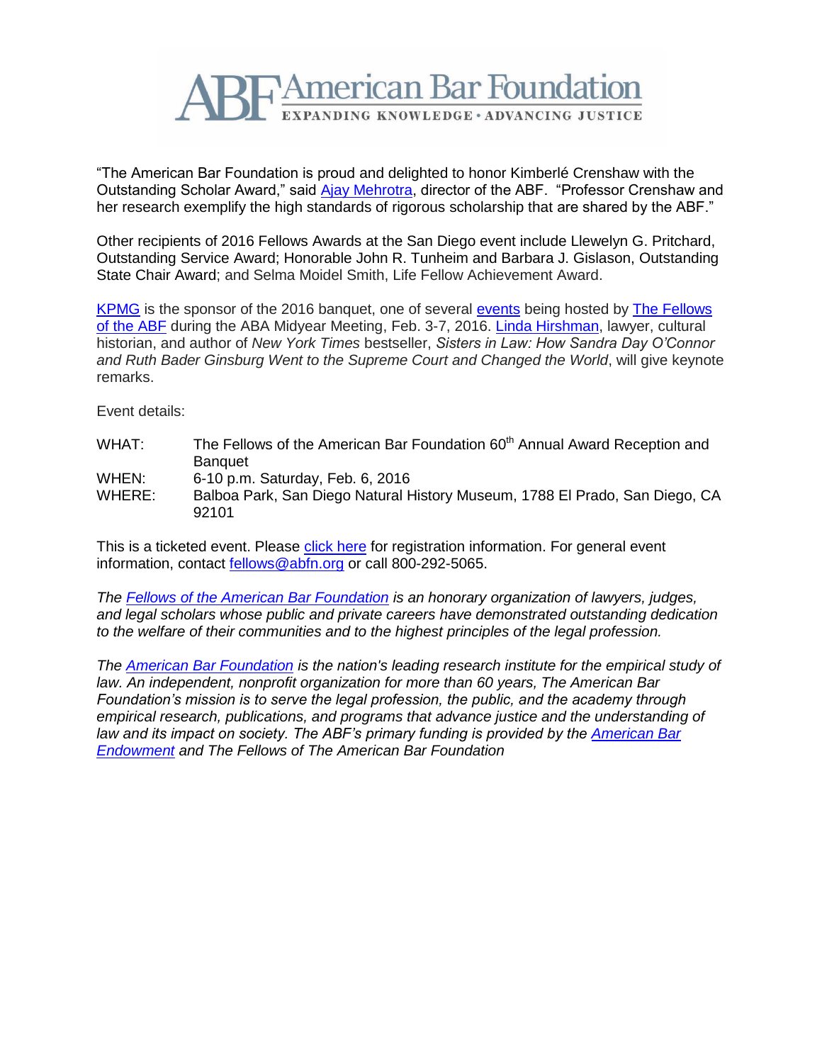# ABF American Bar Foundation

EXPANDING KNOWLEDGE • ADVANCING JUSTICE

"The American Bar Foundation is proud and delighted to honor Kimberlé Crenshaw with the Outstanding Scholar Award," said Ajay Mehrotra, director of the ABF. "Professor Crenshaw and her research exemplify the high standards of rigorous scholarship that are shared by the ABF."

Other recipients of 2016 Fellows Awards at the San Diego event include Llewelyn G. Pritchard, Outstanding Service Award; Honorable John R. Tunheim and Barbara J. Gislason, Outstanding State Chair Award; and Selma Moidel Smith, Life Fellow Achievement Award.

KPMG is the sponsor of the 2016 banquet, one of several events being hosted by The Fellows of the ABF during the ABA Midyear Meeting, Feb. 3-7, 2016. Linda Hirshman, lawyer, cultural historian, and author of *New York Times* bestseller, *Sisters in Law: How Sandra Day O'Connor and Ruth Bader Ginsburg Went to the Supreme Court and Changed the World*, will give keynote remarks.

Event details:

| | |
|---|---|
| WHAT: | The Fellows of the American Bar Foundation 60th Annual Award Reception and Banquet |
| WHEN: | 6-10 p.m. Saturday, Feb. 6, 2016 |
| WHERE: | Balboa Park, San Diego Natural History Museum, 1788 El Prado, San Diego, CA 92101 |

This is a ticketed event. Please click here for registration information. For general event information, contact fellows@abfn.org or call 800-292-5065.

*The Fellows of the American Bar Foundation is an honorary organization of lawyers, judges, and legal scholars whose public and private careers have demonstrated outstanding dedication to the welfare of their communities and to the highest principles of the legal profession.*

*The American Bar Foundation is the nation's leading research institute for the empirical study of law. An independent, nonprofit organization for more than 60 years, The American Bar Foundation's mission is to serve the legal profession, the public, and the academy through empirical research, publications, and programs that advance justice and the understanding of law and its impact on society. The ABF's primary funding is provided by the American Bar Endowment and The Fellows of The American Bar Foundation*